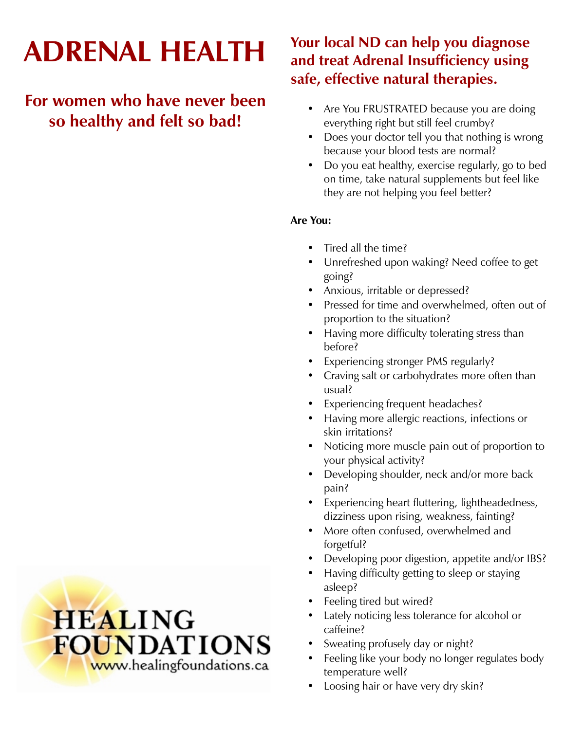# ADRENAL HEALTH

## For women who have never been so healthy and felt so bad!

HEALING FOUNDATIONS
www.healingfoundations.ca

## Your local ND can help you diagnose and treat Adrenal Insufficiency using safe, effective natural therapies.

- Are You FRUSTRATED because you are doing everything right but still feel crumby?
- Does your doctor tell you that nothing is wrong because your blood tests are normal?
- Do you eat healthy, exercise regularly, go to bed on time, take natural supplements but feel like they are not helping you feel better?

**Are You:**

- Tired all the time?
- Unrefreshed upon waking? Need coffee to get going?
- Anxious, irritable or depressed?
- Pressed for time and overwhelmed, often out of proportion to the situation?
- Having more difficulty tolerating stress than before?
- Experiencing stronger PMS regularly?
- Craving salt or carbohydrates more often than usual?
- Experiencing frequent headaches?
- Having more allergic reactions, infections or skin irritations?
- Noticing more muscle pain out of proportion to your physical activity?
- Developing shoulder, neck and/or more back pain?
- Experiencing heart fluttering, lightheadedness, dizziness upon rising, weakness, fainting?
- More often confused, overwhelmed and forgetful?
- Developing poor digestion, appetite and/or IBS?
- Having difficulty getting to sleep or staying asleep?
- Feeling tired but wired?
- Lately noticing less tolerance for alcohol or caffeine?
- Sweating profusely day or night?
- Feeling like your body no longer regulates body temperature well?
- Loosing hair or have very dry skin?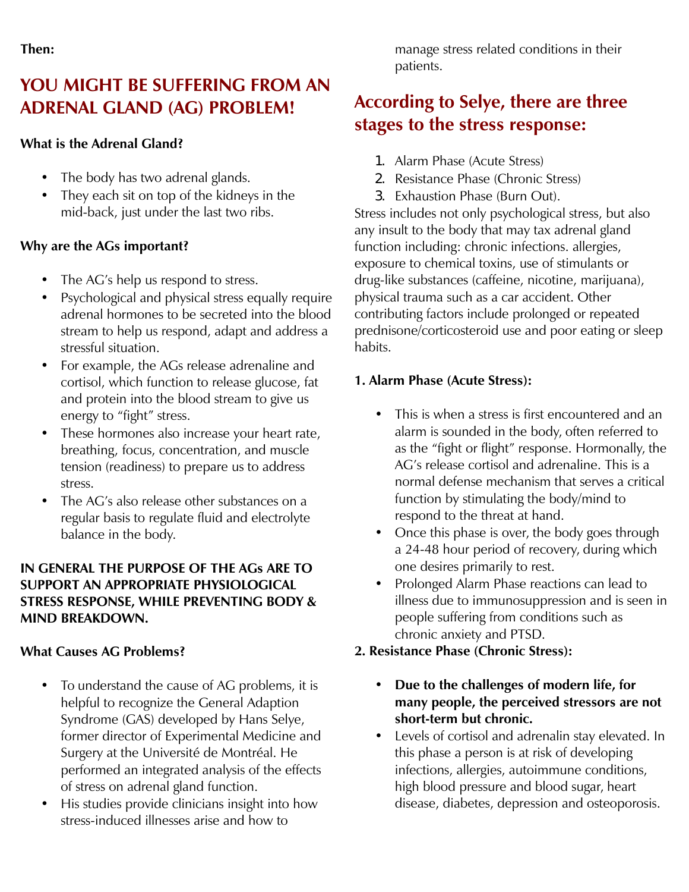**Then:**

## YOU MIGHT BE SUFFERING FROM AN ADRENAL GLAND (AG) PROBLEM!

**What is the Adrenal Gland?**

- The body has two adrenal glands.
- They each sit on top of the kidneys in the mid-back, just under the last two ribs.

**Why are the AGs important?**

- The AG's help us respond to stress.
- Psychological and physical stress equally require adrenal hormones to be secreted into the blood stream to help us respond, adapt and address a stressful situation.
- For example, the AGs release adrenaline and cortisol, which function to release glucose, fat and protein into the blood stream to give us energy to "fight" stress.
- These hormones also increase your heart rate, breathing, focus, concentration, and muscle tension (readiness) to prepare us to address stress.
- The AG's also release other substances on a regular basis to regulate fluid and electrolyte balance in the body.

**IN GENERAL THE PURPOSE OF THE AGs ARE TO SUPPORT AN APPROPRIATE PHYSIOLOGICAL STRESS RESPONSE, WHILE PREVENTING BODY & MIND BREAKDOWN.**

**What Causes AG Problems?**

- To understand the cause of AG problems, it is helpful to recognize the General Adaption Syndrome (GAS) developed by Hans Selye, former director of Experimental Medicine and Surgery at the Université de Montréal. He performed an integrated analysis of the effects of stress on adrenal gland function.
- His studies provide clinicians insight into how stress-induced illnesses arise and how to manage stress related conditions in their patients.

## According to Selye, there are three stages to the stress response:

1. Alarm Phase (Acute Stress)
2. Resistance Phase (Chronic Stress)
3. Exhaustion Phase (Burn Out).

Stress includes not only psychological stress, but also any insult to the body that may tax adrenal gland function including: chronic infections. allergies, exposure to chemical toxins, use of stimulants or drug-like substances (caffeine, nicotine, marijuana), physical trauma such as a car accident. Other contributing factors include prolonged or repeated prednisone/corticosteroid use and poor eating or sleep habits.

**1. Alarm Phase (Acute Stress):**

- This is when a stress is first encountered and an alarm is sounded in the body, often referred to as the "fight or flight" response. Hormonally, the AG's release cortisol and adrenaline. This is a normal defense mechanism that serves a critical function by stimulating the body/mind to respond to the threat at hand.
- Once this phase is over, the body goes through a 24-48 hour period of recovery, during which one desires primarily to rest.
- Prolonged Alarm Phase reactions can lead to illness due to immunosuppression and is seen in people suffering from conditions such as chronic anxiety and PTSD.

**2. Resistance Phase (Chronic Stress):**

- **Due to the challenges of modern life, for many people, the perceived stressors are not short-term but chronic.**
- Levels of cortisol and adrenalin stay elevated. In this phase a person is at risk of developing infections, allergies, autoimmune conditions, high blood pressure and blood sugar, heart disease, diabetes, depression and osteoporosis.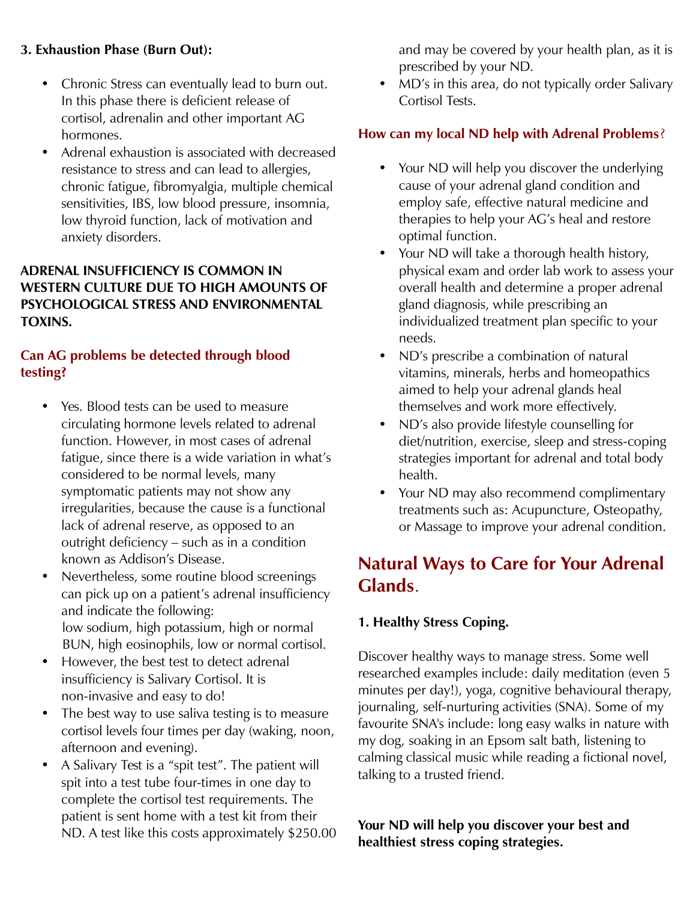**3. Exhaustion Phase (Burn Out):**

- Chronic Stress can eventually lead to burn out. In this phase there is deficient release of cortisol, adrenalin and other important AG hormones.
- Adrenal exhaustion is associated with decreased resistance to stress and can lead to allergies, chronic fatigue, fibromyalgia, multiple chemical sensitivities, IBS, low blood pressure, insomnia, low thyroid function, lack of motivation and anxiety disorders.

**ADRENAL INSUFFICIENCY IS COMMON IN WESTERN CULTURE DUE TO HIGH AMOUNTS OF PSYCHOLOGICAL STRESS AND ENVIRONMENTAL TOXINS.**

### Can AG problems be detected through blood testing?

- Yes. Blood tests can be used to measure circulating hormone levels related to adrenal function. However, in most cases of adrenal fatigue, since there is a wide variation in what's considered to be normal levels, many symptomatic patients may not show any irregularities, because the cause is a functional lack of adrenal reserve, as opposed to an outright deficiency – such as in a condition known as Addison's Disease.
- Nevertheless, some routine blood screenings can pick up on a patient's adrenal insufficiency and indicate the following: low sodium, high potassium, high or normal BUN, high eosinophils, low or normal cortisol.
- However, the best test to detect adrenal insufficiency is Salivary Cortisol. It is non-invasive and easy to do!
- The best way to use saliva testing is to measure cortisol levels four times per day (waking, noon, afternoon and evening).
- A Salivary Test is a "spit test". The patient will spit into a test tube four-times in one day to complete the cortisol test requirements. The patient is sent home with a test kit from their ND. A test like this costs approximately $250.00 and may be covered by your health plan, as it is prescribed by your ND.
- MD's in this area, do not typically order Salivary Cortisol Tests.

### How can my local ND help with Adrenal Problems?

- Your ND will help you discover the underlying cause of your adrenal gland condition and employ safe, effective natural medicine and therapies to help your AG's heal and restore optimal function.
- Your ND will take a thorough health history, physical exam and order lab work to assess your overall health and determine a proper adrenal gland diagnosis, while prescribing an individualized treatment plan specific to your needs.
- ND's prescribe a combination of natural vitamins, minerals, herbs and homeopathics aimed to help your adrenal glands heal themselves and work more effectively.
- ND's also provide lifestyle counselling for diet/nutrition, exercise, sleep and stress-coping strategies important for adrenal and total body health.
- Your ND may also recommend complimentary treatments such as: Acupuncture, Osteopathy, or Massage to improve your adrenal condition.

## Natural Ways to Care for Your Adrenal Glands.

**1. Healthy Stress Coping.**

Discover healthy ways to manage stress. Some well researched examples include: daily meditation (even 5 minutes per day!), yoga, cognitive behavioural therapy, journaling, self-nurturing activities (SNA). Some of my favourite SNA's include: long easy walks in nature with my dog, soaking in an Epsom salt bath, listening to calming classical music while reading a fictional novel, talking to a trusted friend.

**Your ND will help you discover your best and healthiest stress coping strategies.**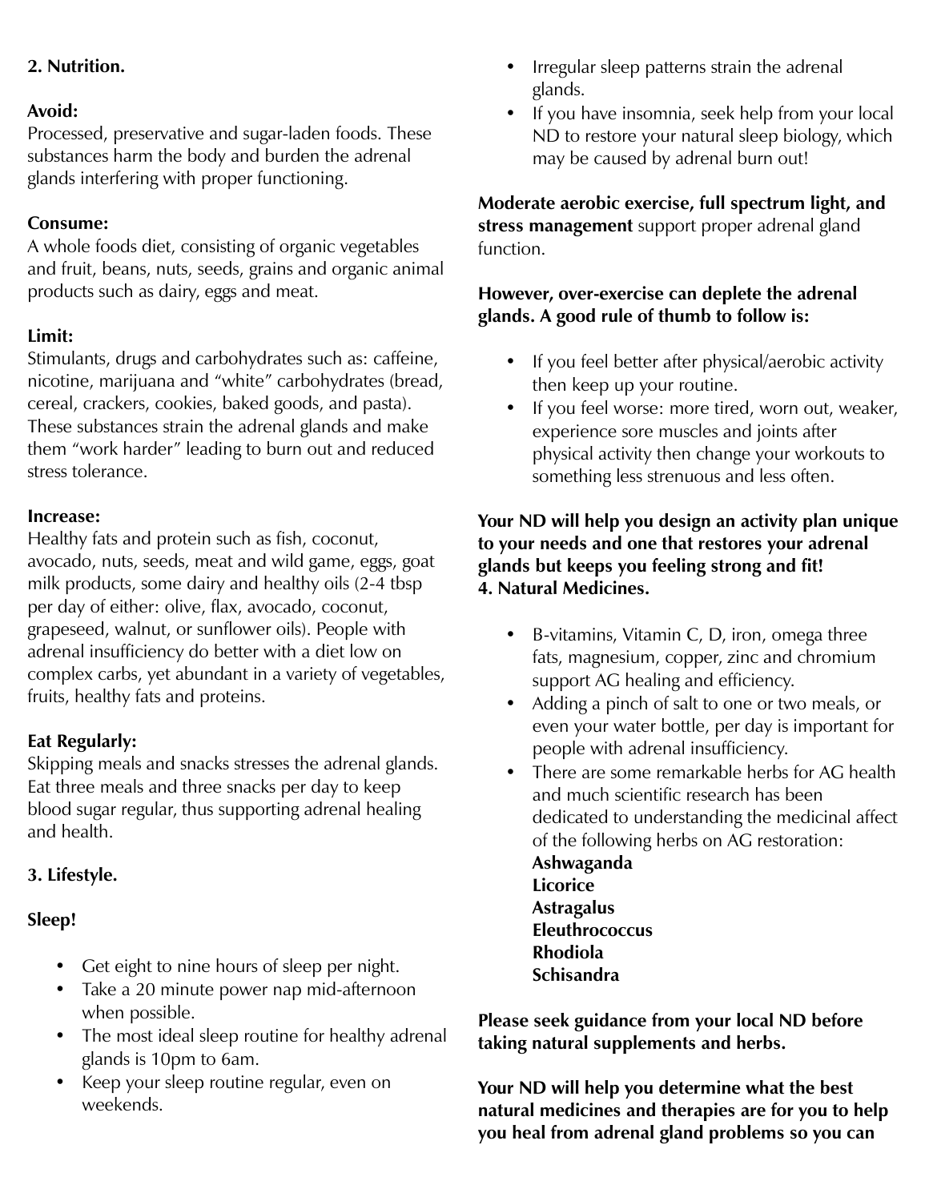**2. Nutrition.**

**Avoid:**
Processed, preservative and sugar-laden foods. These substances harm the body and burden the adrenal glands interfering with proper functioning.

**Consume:**
A whole foods diet, consisting of organic vegetables and fruit, beans, nuts, seeds, grains and organic animal products such as dairy, eggs and meat.

**Limit:**
Stimulants, drugs and carbohydrates such as: caffeine, nicotine, marijuana and "white" carbohydrates (bread, cereal, crackers, cookies, baked goods, and pasta). These substances strain the adrenal glands and make them "work harder" leading to burn out and reduced stress tolerance.

**Increase:**
Healthy fats and protein such as fish, coconut, avocado, nuts, seeds, meat and wild game, eggs, goat milk products, some dairy and healthy oils (2-4 tbsp per day of either: olive, flax, avocado, coconut, grapeseed, walnut, or sunflower oils). People with adrenal insufficiency do better with a diet low on complex carbs, yet abundant in a variety of vegetables, fruits, healthy fats and proteins.

**Eat Regularly:**
Skipping meals and snacks stresses the adrenal glands. Eat three meals and three snacks per day to keep blood sugar regular, thus supporting adrenal healing and health.

**3. Lifestyle.**

**Sleep!**

- Get eight to nine hours of sleep per night.
- Take a 20 minute power nap mid-afternoon when possible.
- The most ideal sleep routine for healthy adrenal glands is 10pm to 6am.
- Keep your sleep routine regular, even on weekends.
- Irregular sleep patterns strain the adrenal glands.
- If you have insomnia, seek help from your local ND to restore your natural sleep biology, which may be caused by adrenal burn out!

**Moderate aerobic exercise, full spectrum light, and stress management** support proper adrenal gland function.

**However, over-exercise can deplete the adrenal glands. A good rule of thumb to follow is:**

- If you feel better after physical/aerobic activity then keep up your routine.
- If you feel worse: more tired, worn out, weaker, experience sore muscles and joints after physical activity then change your workouts to something less strenuous and less often.

**Your ND will help you design an activity plan unique to your needs and one that restores your adrenal glands but keeps you feeling strong and fit!**

**4. Natural Medicines.**

- B-vitamins, Vitamin C, D, iron, omega three fats, magnesium, copper, zinc and chromium support AG healing and efficiency.
- Adding a pinch of salt to one or two meals, or even your water bottle, per day is important for people with adrenal insufficiency.
- There are some remarkable herbs for AG health and much scientific research has been dedicated to understanding the medicinal affect of the following herbs on AG restoration:
  **Ashwaganda**
  **Licorice**
  **Astragalus**
  **Eleuthrococcus**
  **Rhodiola**
  **Schisandra**

**Please seek guidance from your local ND before taking natural supplements and herbs.**

**Your ND will help you determine what the best natural medicines and therapies are for you to help you heal from adrenal gland problems so you can**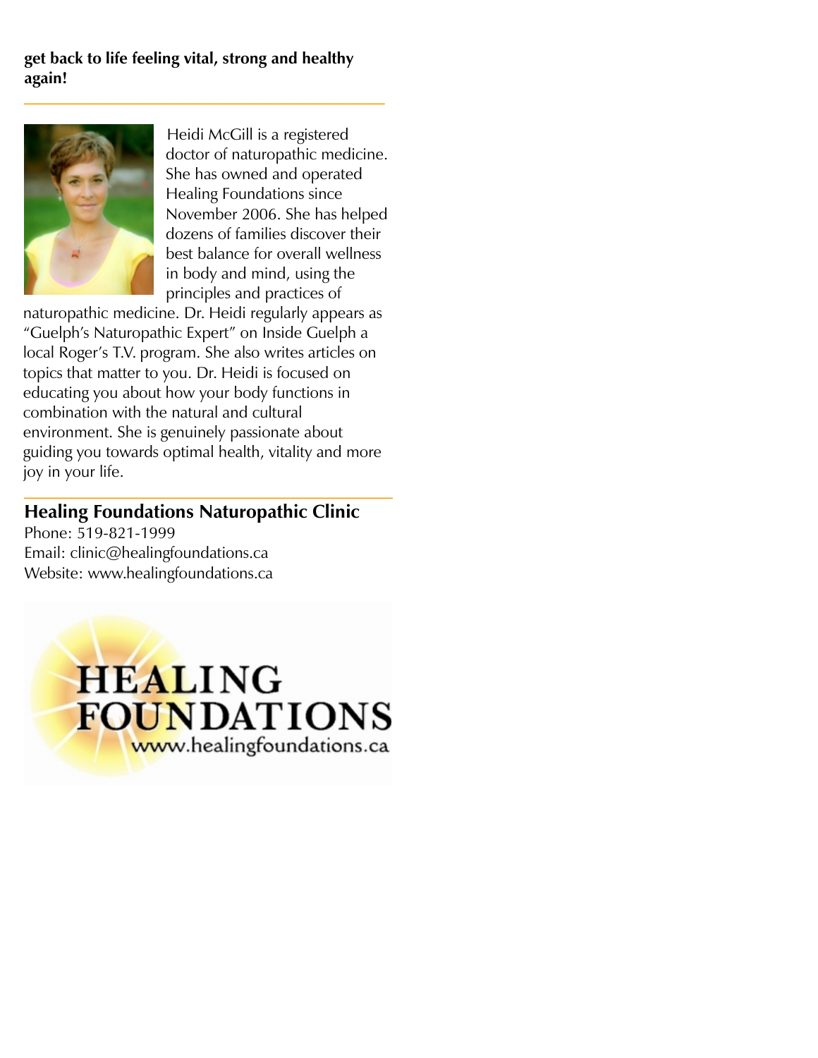**get back to life feeling vital, strong and healthy again!**

---

Heidi McGill is a registered doctor of naturopathic medicine. She has owned and operated Healing Foundations since November 2006. She has helped dozens of families discover their best balance for overall wellness in body and mind, using the principles and practices of naturopathic medicine. Dr. Heidi regularly appears as "Guelph's Naturopathic Expert" on Inside Guelph a local Roger's T.V. program. She also writes articles on topics that matter to you. Dr. Heidi is focused on educating you about how your body functions in combination with the natural and cultural environment. She is genuinely passionate about guiding you towards optimal health, vitality and more joy in your life.

---

**Healing Foundations Naturopathic Clinic**

Phone: 519-821-1999
Email: clinic@healingfoundations.ca
Website: www.healingfoundations.ca

HEALING FOUNDATIONS
www.healingfoundations.ca